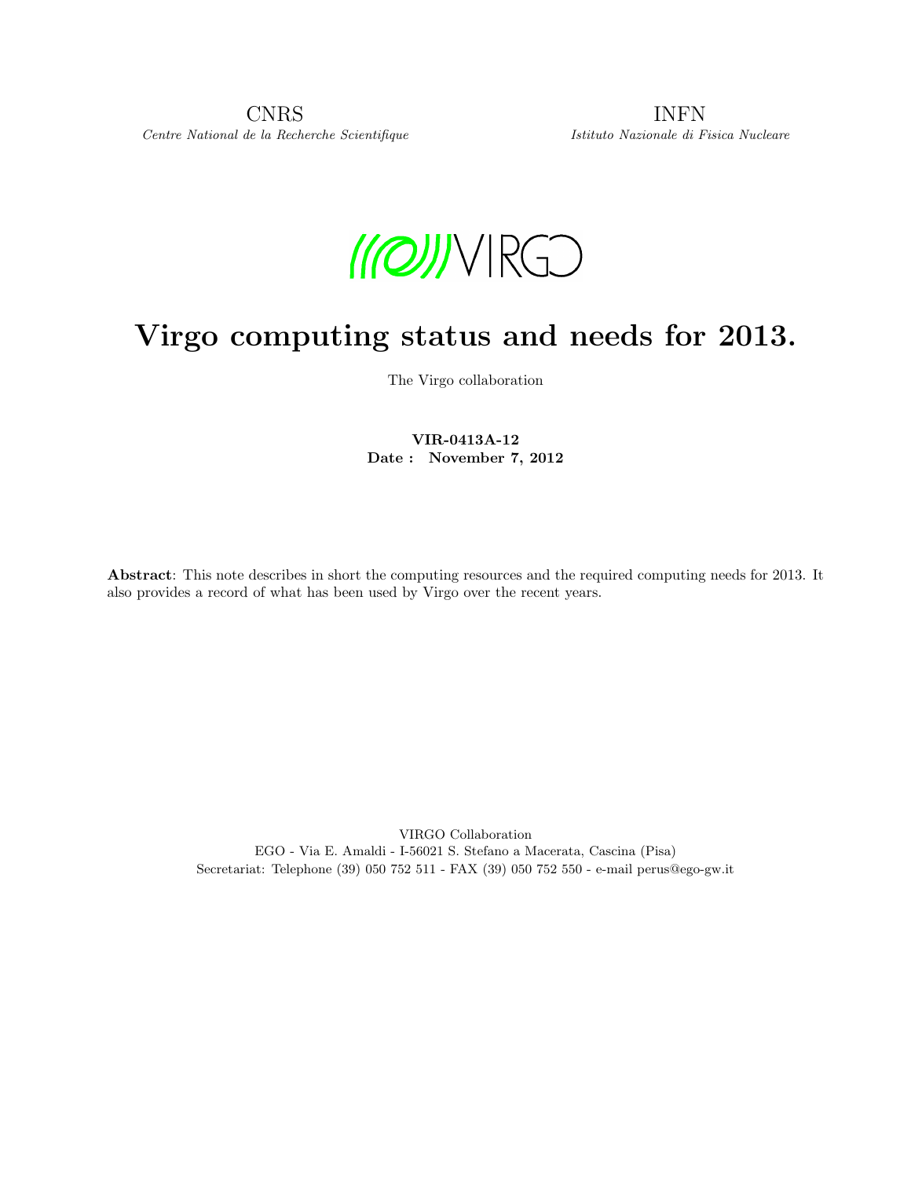CNRS
*Centre National de la Recherche Scientifique*

INFN
*Istituto Nazionale di Fisica Nucleare*

VIRGO

# Virgo computing status and needs for 2013.

The Virgo collaboration

**VIR-0413A-12**
**Date : November 7, 2012**

**Abstract**: This note describes in short the computing resources and the required computing needs for 2013. It also provides a record of what has been used by Virgo over the recent years.

VIRGO Collaboration
EGO - Via E. Amaldi - I-56021 S. Stefano a Macerata, Cascina (Pisa)
Secretariat: Telephone (39) 050 752 511 - FAX (39) 050 752 550 - e-mail perus@ego-gw.it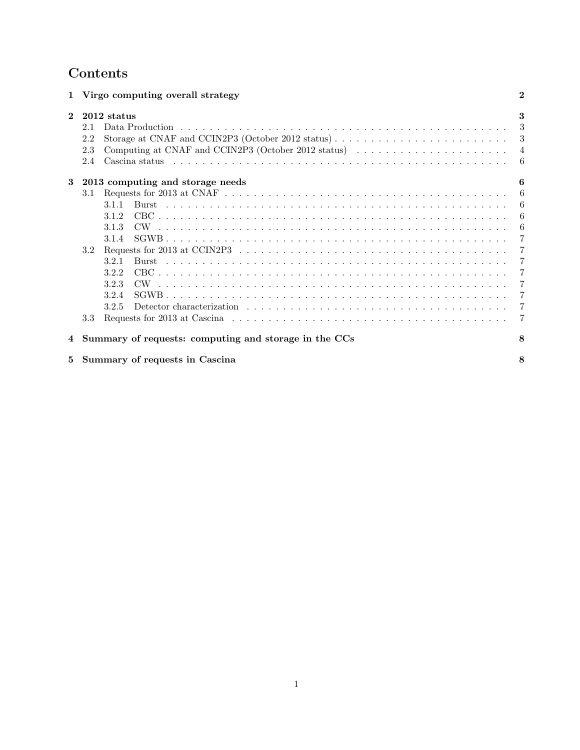# Contents

**1 Virgo computing overall strategy** **2**

**2 2012 status** **3**

- 2.1 Data Production 3
- 2.2 Storage at CNAF and CCIN2P3 (October 2012 status) 3
- 2.3 Computing at CNAF and CCIN2P3 (October 2012 status) 4
- 2.4 Cascina status 6

**3 2013 computing and storage needs** **6**

- 3.1 Requests for 2013 at CNAF 6
  - 3.1.1 Burst 6
  - 3.1.2 CBC 6
  - 3.1.3 CW 6
  - 3.1.4 SGWB 7
- 3.2 Requests for 2013 at CCIN2P3 7
  - 3.2.1 Burst 7
  - 3.2.2 CBC 7
  - 3.2.3 CW 7
  - 3.2.4 SGWB 7
  - 3.2.5 Detector characterization 7
- 3.3 Requests for 2013 at Cascina 7

**4 Summary of requests: computing and storage in the CCs** **8**

**5 Summary of requests in Cascina** **8**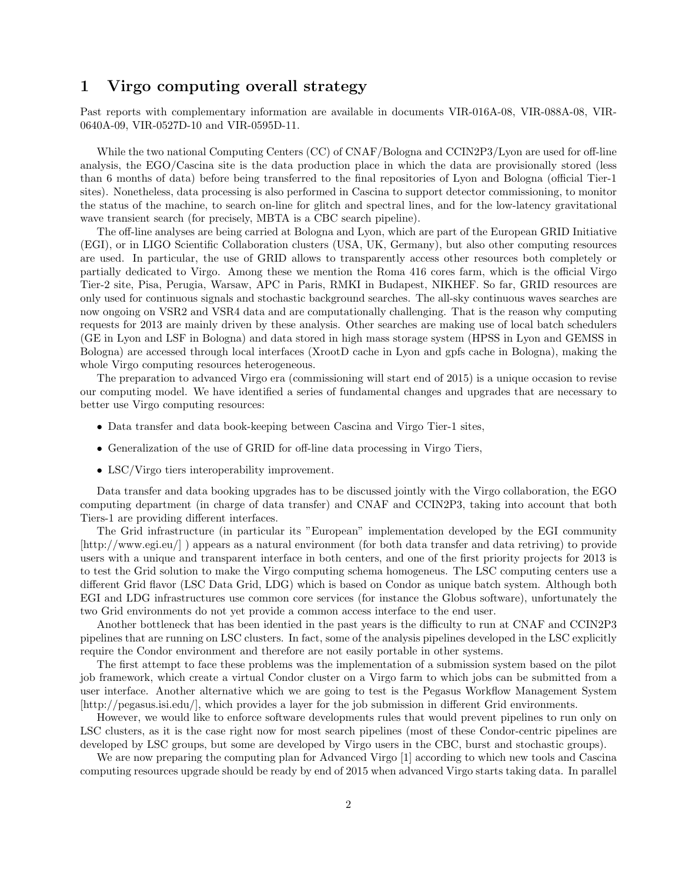# 1 Virgo computing overall strategy

Past reports with complementary information are available in documents VIR-016A-08, VIR-088A-08, VIR-0640A-09, VIR-0527D-10 and VIR-0595D-11.

While the two national Computing Centers (CC) of CNAF/Bologna and CCIN2P3/Lyon are used for off-line analysis, the EGO/Cascina site is the data production place in which the data are provisionally stored (less than 6 months of data) before being transferred to the final repositories of Lyon and Bologna (official Tier-1 sites). Nonetheless, data processing is also performed in Cascina to support detector commissioning, to monitor the status of the machine, to search on-line for glitch and spectral lines, and for the low-latency gravitational wave transient search (for precisely, MBTA is a CBC search pipeline).

The off-line analyses are being carried at Bologna and Lyon, which are part of the European GRID Initiative (EGI), or in LIGO Scientific Collaboration clusters (USA, UK, Germany), but also other computing resources are used. In particular, the use of GRID allows to transparently access other resources both completely or partially dedicated to Virgo. Among these we mention the Roma 416 cores farm, which is the official Virgo Tier-2 site, Pisa, Perugia, Warsaw, APC in Paris, RMKI in Budapest, NIKHEF. So far, GRID resources are only used for continuous signals and stochastic background searches. The all-sky continuous waves searches are now ongoing on VSR2 and VSR4 data and are computationally challenging. That is the reason why computing requests for 2013 are mainly driven by these analysis. Other searches are making use of local batch schedulers (GE in Lyon and LSF in Bologna) and data stored in high mass storage system (HPSS in Lyon and GEMSS in Bologna) are accessed through local interfaces (XrootD cache in Lyon and gpfs cache in Bologna), making the whole Virgo computing resources heterogeneous.

The preparation to advanced Virgo era (commissioning will start end of 2015) is a unique occasion to revise our computing model. We have identified a series of fundamental changes and upgrades that are necessary to better use Virgo computing resources:

- Data transfer and data book-keeping between Cascina and Virgo Tier-1 sites,
- Generalization of the use of GRID for off-line data processing in Virgo Tiers,
- LSC/Virgo tiers interoperability improvement.

Data transfer and data booking upgrades has to be discussed jointly with the Virgo collaboration, the EGO computing department (in charge of data transfer) and CNAF and CCIN2P3, taking into account that both Tiers-1 are providing different interfaces.

The Grid infrastructure (in particular its "European" implementation developed by the EGI community [http://www.egi.eu/] ) appears as a natural environment (for both data transfer and data retriving) to provide users with a unique and transparent interface in both centers, and one of the first priority projects for 2013 is to test the Grid solution to make the Virgo computing schema homogeneus. The LSC computing centers use a different Grid flavor (LSC Data Grid, LDG) which is based on Condor as unique batch system. Although both EGI and LDG infrastructures use common core services (for instance the Globus software), unfortunately the two Grid environments do not yet provide a common access interface to the end user.

Another bottleneck that has been identied in the past years is the difficulty to run at CNAF and CCIN2P3 pipelines that are running on LSC clusters. In fact, some of the analysis pipelines developed in the LSC explicitly require the Condor environment and therefore are not easily portable in other systems.

The first attempt to face these problems was the implementation of a submission system based on the pilot job framework, which create a virtual Condor cluster on a Virgo farm to which jobs can be submitted from a user interface. Another alternative which we are going to test is the Pegasus Workflow Management System [http://pegasus.isi.edu/], which provides a layer for the job submission in different Grid environments.

However, we would like to enforce software developments rules that would prevent pipelines to run only on LSC clusters, as it is the case right now for most search pipelines (most of these Condor-centric pipelines are developed by LSC groups, but some are developed by Virgo users in the CBC, burst and stochastic groups).

We are now preparing the computing plan for Advanced Virgo [1] according to which new tools and Cascina computing resources upgrade should be ready by end of 2015 when advanced Virgo starts taking data. In parallel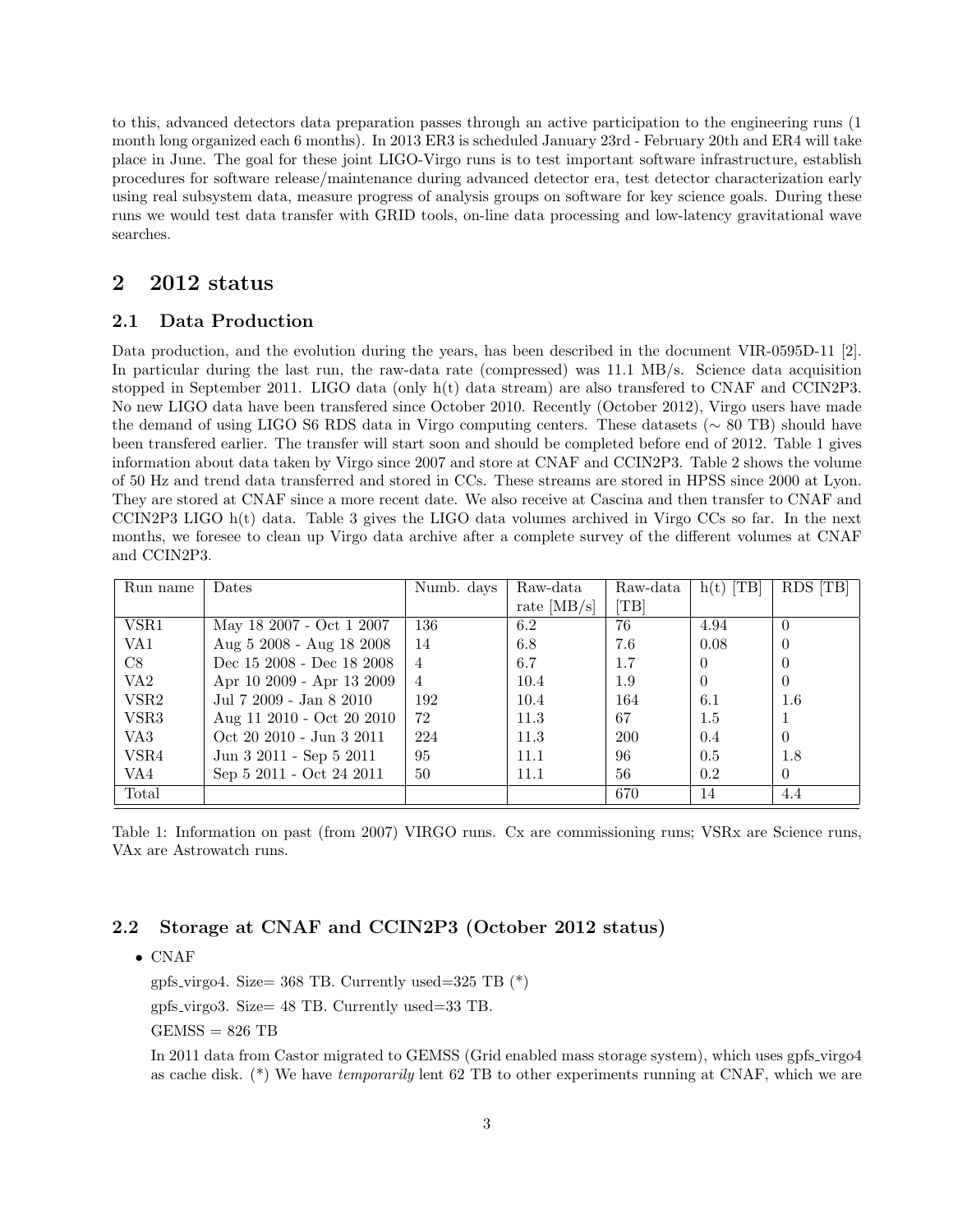to this, advanced detectors data preparation passes through an active participation to the engineering runs (1 month long organized each 6 months). In 2013 ER3 is scheduled January 23rd - February 20th and ER4 will take place in June. The goal for these joint LIGO-Virgo runs is to test important software infrastructure, establish procedures for software release/maintenance during advanced detector era, test detector characterization early using real subsystem data, measure progress of analysis groups on software for key science goals. During these runs we would test data transfer with GRID tools, on-line data processing and low-latency gravitational wave searches.

## 2 2012 status

### 2.1 Data Production

Data production, and the evolution during the years, has been described in the document VIR-0595D-11 [2]. In particular during the last run, the raw-data rate (compressed) was 11.1 MB/s. Science data acquisition stopped in September 2011. LIGO data (only h(t) data stream) are also transfered to CNAF and CCIN2P3. No new LIGO data have been transfered since October 2010. Recently (October 2012), Virgo users have made the demand of using LIGO S6 RDS data in Virgo computing centers. These datasets ($\sim$ 80 TB) should have been transfered earlier. The transfer will start soon and should be completed before end of 2012. Table 1 gives information about data taken by Virgo since 2007 and store at CNAF and CCIN2P3. Table 2 shows the volume of 50 Hz and trend data transferred and stored in CCs. These streams are stored in HPSS since 2000 at Lyon. They are stored at CNAF since a more recent date. We also receive at Cascina and then transfer to CNAF and CCIN2P3 LIGO h(t) data. Table 3 gives the LIGO data volumes archived in Virgo CCs so far. In the next months, we foresee to clean up Virgo data archive after a complete survey of the different volumes at CNAF and CCIN2P3.

| Run name | Dates | Numb. days | Raw-data rate [MB/s] | Raw-data [TB] | h(t) [TB] | RDS [TB] |
|---|---|---|---|---|---|---|
| VSR1 | May 18 2007 - Oct 1 2007 | 136 | 6.2 | 76 | 4.94 | 0 |
| VA1 | Aug 5 2008 - Aug 18 2008 | 14 | 6.8 | 7.6 | 0.08 | 0 |
| C8 | Dec 15 2008 - Dec 18 2008 | 4 | 6.7 | 1.7 | 0 | 0 |
| VA2 | Apr 10 2009 - Apr 13 2009 | 4 | 10.4 | 1.9 | 0 | 0 |
| VSR2 | Jul 7 2009 - Jan 8 2010 | 192 | 10.4 | 164 | 6.1 | 1.6 |
| VSR3 | Aug 11 2010 - Oct 20 2010 | 72 | 11.3 | 67 | 1.5 | 1 |
| VA3 | Oct 20 2010 - Jun 3 2011 | 224 | 11.3 | 200 | 0.4 | 0 |
| VSR4 | Jun 3 2011 - Sep 5 2011 | 95 | 11.1 | 96 | 0.5 | 1.8 |
| VA4 | Sep 5 2011 - Oct 24 2011 | 50 | 11.1 | 56 | 0.2 | 0 |
| Total | | | | 670 | 14 | 4.4 |

Table 1: Information on past (from 2007) VIRGO runs. Cx are commissioning runs; VSRx are Science runs, VAx are Astrowatch runs.

### 2.2 Storage at CNAF and CCIN2P3 (October 2012 status)

- CNAF

  gpfs_virgo4. Size= 368 TB. Currently used=325 TB (*)

  gpfs_virgo3. Size= 48 TB. Currently used=33 TB.

  GEMSS = 826 TB

  In 2011 data from Castor migrated to GEMSS (Grid enabled mass storage system), which uses gpfs_virgo4 as cache disk. (*) We have *temporarily* lent 62 TB to other experiments running at CNAF, which we are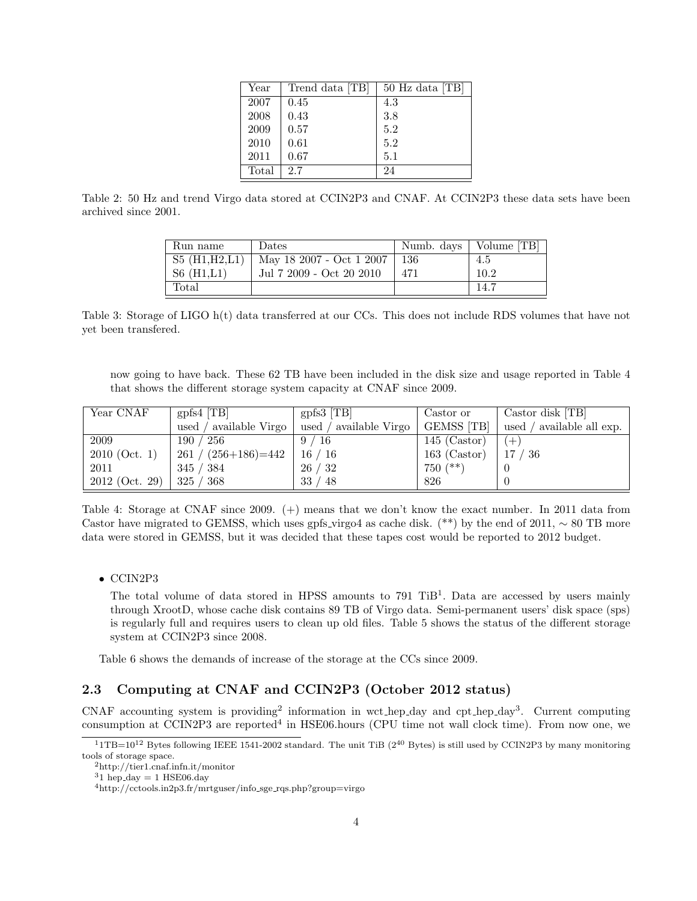| Year | Trend data [TB] | 50 Hz data [TB] |
|---|---|---|
| 2007 | 0.45 | 4.3 |
| 2008 | 0.43 | 3.8 |
| 2009 | 0.57 | 5.2 |
| 2010 | 0.61 | 5.2 |
| 2011 | 0.67 | 5.1 |
| Total | 2.7 | 24 |

Table 2: 50 Hz and trend Virgo data stored at CCIN2P3 and CNAF. At CCIN2P3 these data sets have been archived since 2001.

| Run name | Dates | Numb. days | Volume [TB] |
|---|---|---|---|
| S5 (H1,H2,L1) | May 18 2007 - Oct 1 2007 | 136 | 4.5 |
| S6 (H1,L1) | Jul 7 2009 - Oct 20 2010 | 471 | 10.2 |
| Total | | | 14.7 |

Table 3: Storage of LIGO h(t) data transferred at our CCs. This does not include RDS volumes that have not yet been transfered.

now going to have back. These 62 TB have been included in the disk size and usage reported in Table 4 that shows the different storage system capacity at CNAF since 2009.

| Year CNAF | gpfs4 [TB] used / available Virgo | gpfs3 [TB] used / available Virgo | Castor or GEMSS [TB] | Castor disk [TB] used / available all exp. |
|---|---|---|---|---|
| 2009 | 190 / 256 | 9 / 16 | 145 (Castor) | (+) |
| 2010 (Oct. 1) | 261 / (256+186)=442 | 16 / 16 | 163 (Castor) | 17 / 36 |
| 2011 | 345 / 384 | 26 / 32 | 750 (**) | 0 |
| 2012 (Oct. 29) | 325 / 368 | 33 / 48 | 826 | 0 |

Table 4: Storage at CNAF since 2009. (+) means that we don't know the exact number. In 2011 data from Castor have migrated to GEMSS, which uses gpfs_virgo4 as cache disk. (**) by the end of 2011, $\sim$ 80 TB more data were stored in GEMSS, but it was decided that these tapes cost would be reported to 2012 budget.

- CCIN2P3

  The total volume of data stored in HPSS amounts to 791 TiB[1]. Data are accessed by users mainly through XrootD, whose cache disk contains 89 TB of Virgo data. Semi-permanent users' disk space (sps) is regularly full and requires users to clean up old files. Table 5 shows the status of the different storage system at CCIN2P3 since 2008.

Table 6 shows the demands of increase of the storage at the CCs since 2009.

## 2.3 Computing at CNAF and CCIN2P3 (October 2012 status)

CNAF accounting system is providing[2] information in wct_hep_day and cpt_hep_day[3]. Current computing consumption at CCIN2P3 are reported[4] in HSE06.hours (CPU time not wall clock time). From now one, we

[1] 1TB=$10^{12}$ Bytes following IEEE 1541-2002 standard. The unit TiB ($2^{40}$ Bytes) is still used by CCIN2P3 by many monitoring tools of storage space.

[2] http://tier1.cnaf.infn.it/monitor

[3] 1 hep_day = 1 HSE06.day

[4] http://cctools.in2p3.fr/mrtguser/info_sge_rqs.php?group=virgo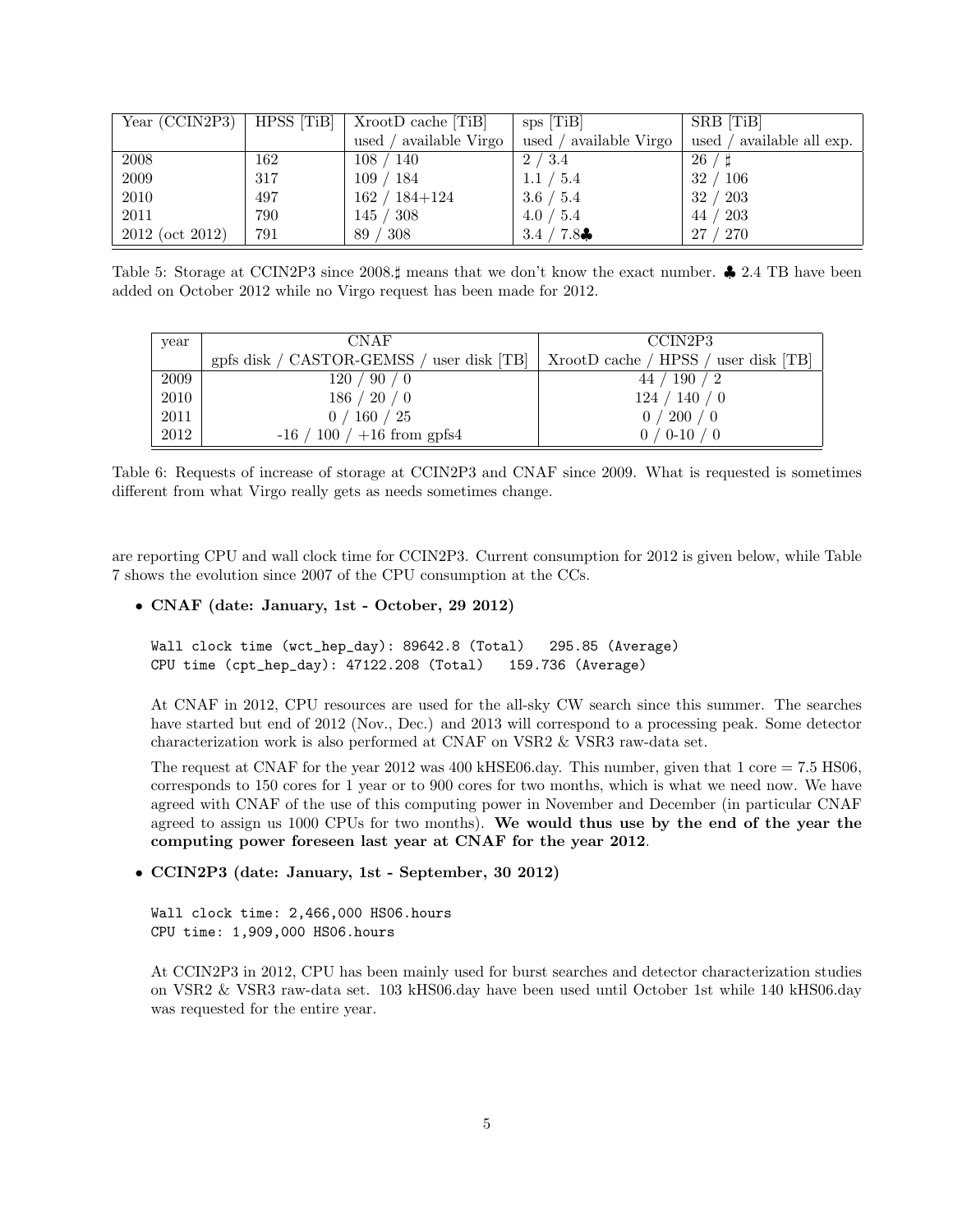| Year (CCIN2P3) | HPSS [TiB] | XrootD cache [TiB] | sps [TiB] | SRB [TiB] |
|---|---|---|---|---|
| | | used / available Virgo | used / available Virgo | used / available all exp. |
| 2008 | 162 | 108 / 140 | 2 / 3.4 | 26 / ♯ |
| 2009 | 317 | 109 / 184 | 1.1 / 5.4 | 32 / 106 |
| 2010 | 497 | 162 / 184+124 | 3.6 / 5.4 | 32 / 203 |
| 2011 | 790 | 145 / 308 | 4.0 / 5.4 | 44 / 203 |
| 2012 (oct 2012) | 791 | 89 / 308 | 3.4 / 7.8♣ | 27 / 270 |

Table 5: Storage at CCIN2P3 since 2008.♯ means that we don't know the exact number. ♣ 2.4 TB have been added on October 2012 while no Virgo request has been made for 2012.

| year | CNAF | CCIN2P3 |
|---|---|---|
| | gpfs disk / CASTOR-GEMSS / user disk [TB] | XrootD cache / HPSS / user disk [TB] |
| 2009 | 120 / 90 / 0 | 44 / 190 / 2 |
| 2010 | 186 / 20 / 0 | 124 / 140 / 0 |
| 2011 | 0 / 160 / 25 | 0 / 200 / 0 |
| 2012 | -16 / 100 / +16 from gpfs4 | 0 / 0-10 / 0 |

Table 6: Requests of increase of storage at CCIN2P3 and CNAF since 2009. What is requested is sometimes different from what Virgo really gets as needs sometimes change.

are reporting CPU and wall clock time for CCIN2P3. Current consumption for 2012 is given below, while Table 7 shows the evolution since 2007 of the CPU consumption at the CCs.

- **CNAF (date: January, 1st - October, 29 2012)**

```
Wall clock time (wct_hep_day): 89642.8 (Total)   295.85 (Average)
CPU time (cpt_hep_day): 47122.208 (Total)   159.736 (Average)
```

At CNAF in 2012, CPU resources are used for the all-sky CW search since this summer. The searches have started but end of 2012 (Nov., Dec.) and 2013 will correspond to a processing peak. Some detector characterization work is also performed at CNAF on VSR2 & VSR3 raw-data set.

The request at CNAF for the year 2012 was 400 kHSE06.day. This number, given that 1 core = 7.5 HS06, corresponds to 150 cores for 1 year or to 900 cores for two months, which is what we need now. We have agreed with CNAF of the use of this computing power in November and December (in particular CNAF agreed to assign us 1000 CPUs for two months). **We would thus use by the end of the year the computing power foreseen last year at CNAF for the year 2012**.

- **CCIN2P3 (date: January, 1st - September, 30 2012)**

```
Wall clock time: 2,466,000 HS06.hours
CPU time: 1,909,000 HS06.hours
```

At CCIN2P3 in 2012, CPU has been mainly used for burst searches and detector characterization studies on VSR2 & VSR3 raw-data set. 103 kHS06.day have been used until October 1st while 140 kHS06.day was requested for the entire year.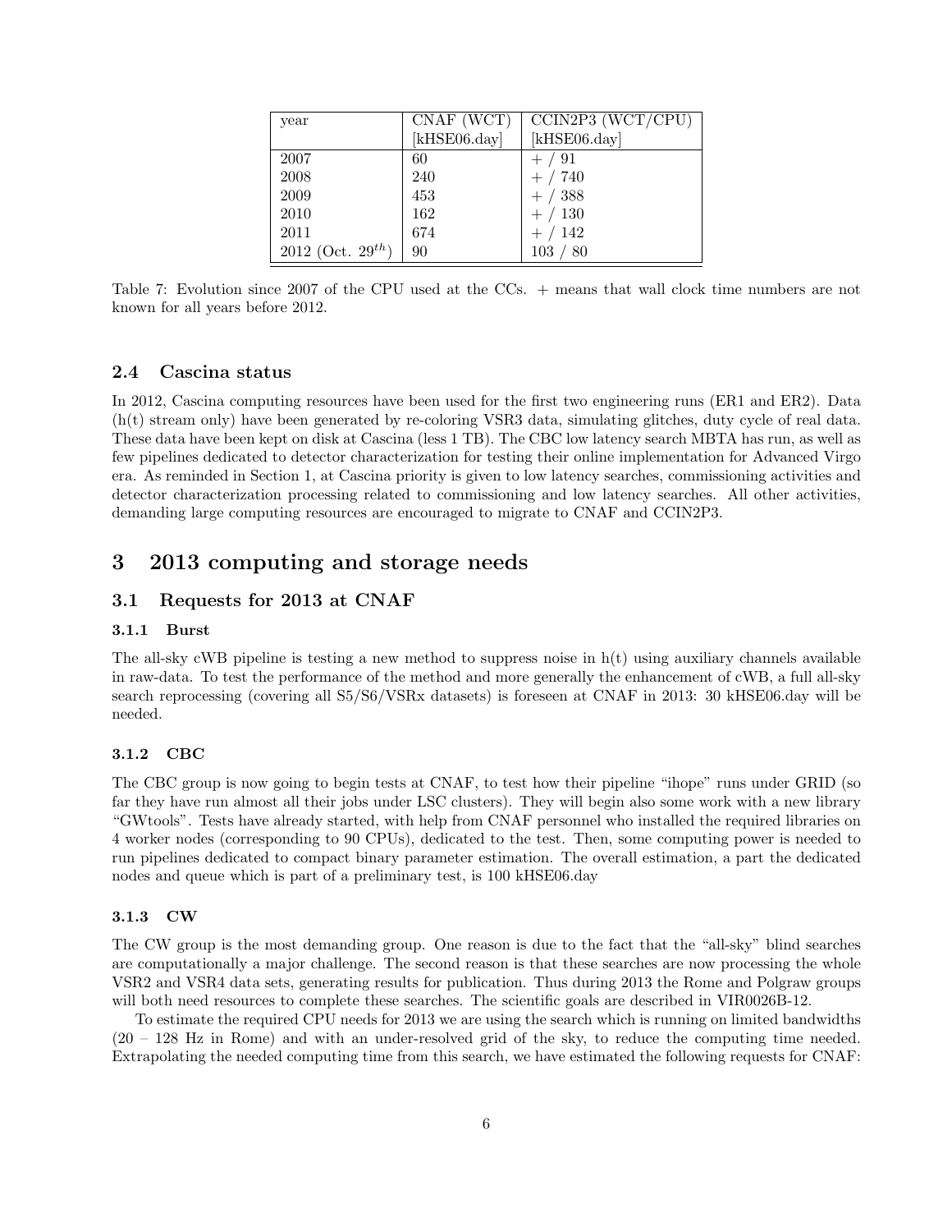| year | CNAF (WCT) [kHSE06.day] | CCIN2P3 (WCT/CPU) [kHSE06.day] |
|---|---|---|
| 2007 | 60 | + / 91 |
| 2008 | 240 | + / 740 |
| 2009 | 453 | + / 388 |
| 2010 | 162 | + / 130 |
| 2011 | 674 | + / 142 |
| 2012 (Oct. $29^{th}$) | 90 | 103 / 80 |

Table 7: Evolution since 2007 of the CPU used at the CCs. + means that wall clock time numbers are not known for all years before 2012.

### 2.4 Cascina status

In 2012, Cascina computing resources have been used for the first two engineering runs (ER1 and ER2). Data (h(t) stream only) have been generated by re-coloring VSR3 data, simulating glitches, duty cycle of real data. These data have been kept on disk at Cascina (less 1 TB). The CBC low latency search MBTA has run, as well as few pipelines dedicated to detector characterization for testing their online implementation for Advanced Virgo era. As reminded in Section 1, at Cascina priority is given to low latency searches, commissioning activities and detector characterization processing related to commissioning and low latency searches. All other activities, demanding large computing resources are encouraged to migrate to CNAF and CCIN2P3.

## 3 2013 computing and storage needs

### 3.1 Requests for 2013 at CNAF

#### 3.1.1 Burst

The all-sky cWB pipeline is testing a new method to suppress noise in h(t) using auxiliary channels available in raw-data. To test the performance of the method and more generally the enhancement of cWB, a full all-sky search reprocessing (covering all S5/S6/VSRx datasets) is foreseen at CNAF in 2013: 30 kHSE06.day will be needed.

#### 3.1.2 CBC

The CBC group is now going to begin tests at CNAF, to test how their pipeline "ihope" runs under GRID (so far they have run almost all their jobs under LSC clusters). They will begin also some work with a new library "GWtools". Tests have already started, with help from CNAF personnel who installed the required libraries on 4 worker nodes (corresponding to 90 CPUs), dedicated to the test. Then, some computing power is needed to run pipelines dedicated to compact binary parameter estimation. The overall estimation, a part the dedicated nodes and queue which is part of a preliminary test, is 100 kHSE06.day

#### 3.1.3 CW

The CW group is the most demanding group. One reason is due to the fact that the "all-sky" blind searches are computationally a major challenge. The second reason is that these searches are now processing the whole VSR2 and VSR4 data sets, generating results for publication. Thus during 2013 the Rome and Polgraw groups will both need resources to complete these searches. The scientific goals are described in VIR0026B-12.

To estimate the required CPU needs for 2013 we are using the search which is running on limited bandwidths (20 – 128 Hz in Rome) and with an under-resolved grid of the sky, to reduce the computing time needed. Extrapolating the needed computing time from this search, we have estimated the following requests for CNAF: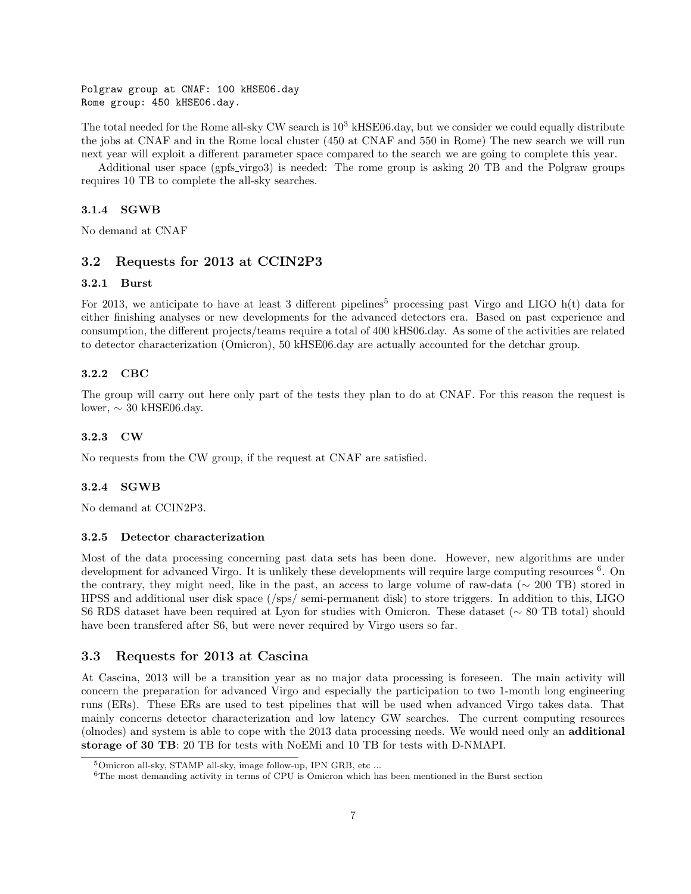```
Polgraw group at CNAF: 100 kHSE06.day
Rome group: 450 kHSE06.day.
```

The total needed for the Rome all-sky CW search is $10^3$ kHSE06.day, but we consider we could equally distribute the jobs at CNAF and in the Rome local cluster (450 at CNAF and 550 in Rome) The new search we will run next year will exploit a different parameter space compared to the search we are going to complete this year.

Additional user space (gpfs_virgo3) is needed: The rome group is asking 20 TB and the Polgraw groups requires 10 TB to complete the all-sky searches.

#### 3.1.4 SGWB

No demand at CNAF

### 3.2 Requests for 2013 at CCIN2P3

#### 3.2.1 Burst

For 2013, we anticipate to have at least 3 different pipelines[5] processing past Virgo and LIGO h(t) data for either finishing analyses or new developments for the advanced detectors era. Based on past experience and consumption, the different projects/teams require a total of 400 kHS06.day. As some of the activities are related to detector characterization (Omicron), 50 kHSE06.day are actually accounted for the detchar group.

#### 3.2.2 CBC

The group will carry out here only part of the tests they plan to do at CNAF. For this reason the request is lower, $\sim$ 30 kHSE06.day.

#### 3.2.3 CW

No requests from the CW group, if the request at CNAF are satisfied.

#### 3.2.4 SGWB

No demand at CCIN2P3.

#### 3.2.5 Detector characterization

Most of the data processing concerning past data sets has been done. However, new algorithms are under development for advanced Virgo. It is unlikely these developments will require large computing resources [6]. On the contrary, they might need, like in the past, an access to large volume of raw-data ($\sim$ 200 TB) stored in HPSS and additional user disk space (/sps/ semi-permanent disk) to store triggers. In addition to this, LIGO S6 RDS dataset have been required at Lyon for studies with Omicron. These dataset ($\sim$ 80 TB total) should have been transfered after S6, but were never required by Virgo users so far.

### 3.3 Requests for 2013 at Cascina

At Cascina, 2013 will be a transition year as no major data processing is foreseen. The main activity will concern the preparation for advanced Virgo and especially the participation to two 1-month long engineering runs (ERs). These ERs are used to test pipelines that will be used when advanced Virgo takes data. That mainly concerns detector characterization and low latency GW searches. The current computing resources (olnodes) and system is able to cope with the 2013 data processing needs. We would need only an **additional storage of 30 TB**: 20 TB for tests with NoEMi and 10 TB for tests with D-NMAPI.

[5] Omicron all-sky, STAMP all-sky, image follow-up, IPN GRB, etc ...

[6] The most demanding activity in terms of CPU is Omicron which has been mentioned in the Burst section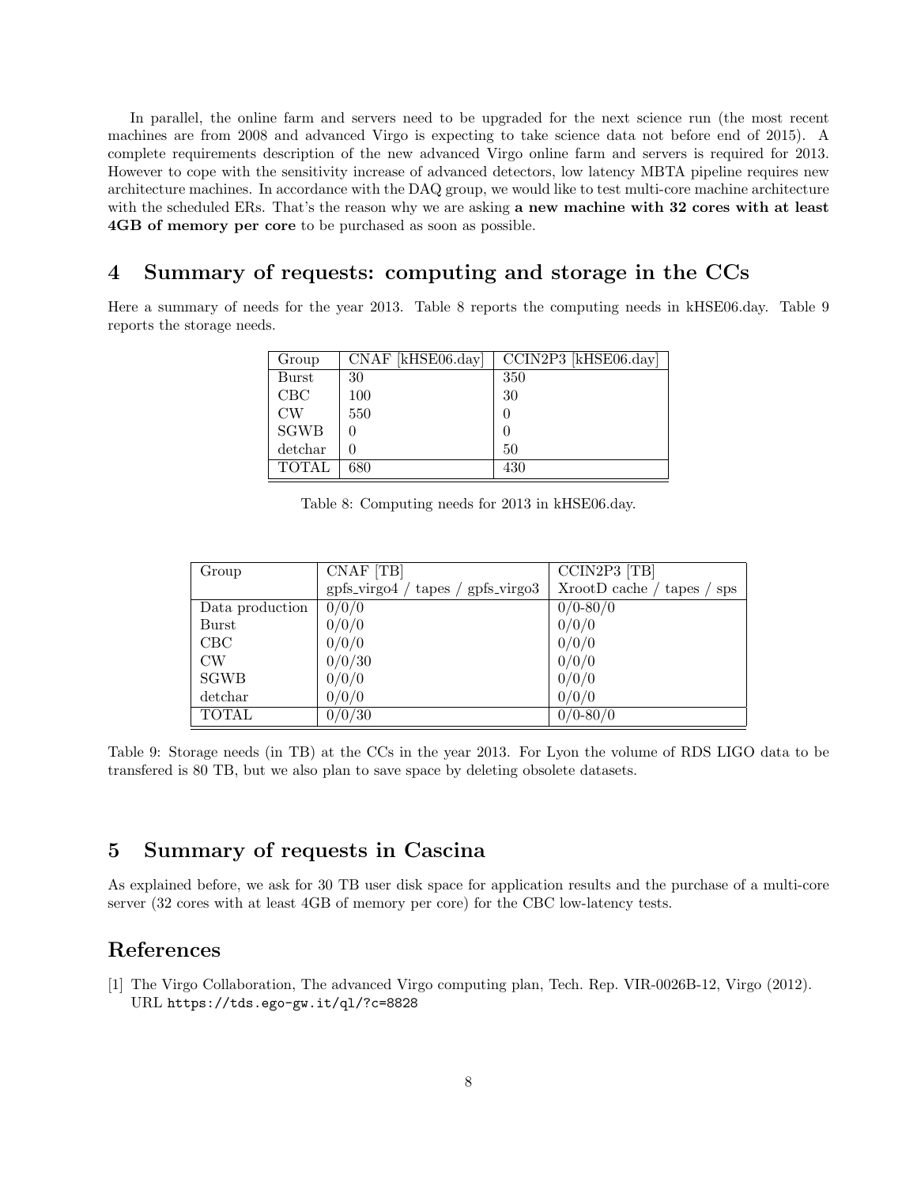In parallel, the online farm and servers need to be upgraded for the next science run (the most recent machines are from 2008 and advanced Virgo is expecting to take science data not before end of 2015). A complete requirements description of the new advanced Virgo online farm and servers is required for 2013. However to cope with the sensitivity increase of advanced detectors, low latency MBTA pipeline requires new architecture machines. In accordance with the DAQ group, we would like to test multi-core machine architecture with the scheduled ERs. That's the reason why we are asking **a new machine with 32 cores with at least 4GB of memory per core** to be purchased as soon as possible.

## 4 Summary of requests: computing and storage in the CCs

Here a summary of needs for the year 2013. Table 8 reports the computing needs in kHSE06.day. Table 9 reports the storage needs.

| Group | CNAF [kHSE06.day] | CCIN2P3 [kHSE06.day] |
|---|---|---|
| Burst | 30 | 350 |
| CBC | 100 | 30 |
| CW | 550 | 0 |
| SGWB | 0 | 0 |
| detchar | 0 | 50 |
| TOTAL | 680 | 430 |

Table 8: Computing needs for 2013 in kHSE06.day.

| Group | CNAF [TB] gpfs_virgo4 / tapes / gpfs_virgo3 | CCIN2P3 [TB] XrootD cache / tapes / sps |
|---|---|---|
| Data production | 0/0/0 | 0/0-80/0 |
| Burst | 0/0/0 | 0/0/0 |
| CBC | 0/0/0 | 0/0/0 |
| CW | 0/0/30 | 0/0/0 |
| SGWB | 0/0/0 | 0/0/0 |
| detchar | 0/0/0 | 0/0/0 |
| TOTAL | 0/0/30 | 0/0-80/0 |

Table 9: Storage needs (in TB) at the CCs in the year 2013. For Lyon the volume of RDS LIGO data to be transfered is 80 TB, but we also plan to save space by deleting obsolete datasets.

## 5 Summary of requests in Cascina

As explained before, we ask for 30 TB user disk space for application results and the purchase of a multi-core server (32 cores with at least 4GB of memory per core) for the CBC low-latency tests.

## References

[1] The Virgo Collaboration, The advanced Virgo computing plan, Tech. Rep. VIR-0026B-12, Virgo (2012). URL `https://tds.ego-gw.it/ql/?c=8828`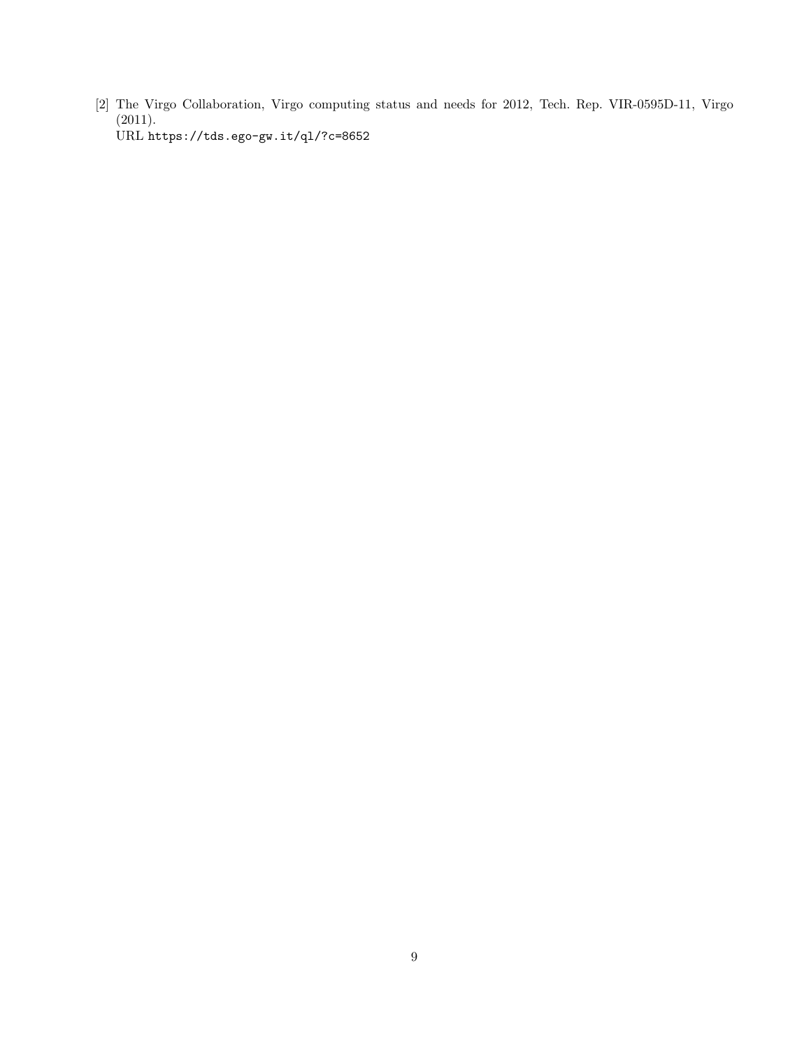[2] The Virgo Collaboration, Virgo computing status and needs for 2012, Tech. Rep. VIR-0595D-11, Virgo (2011).
URL `https://tds.ego-gw.it/ql/?c=8652`